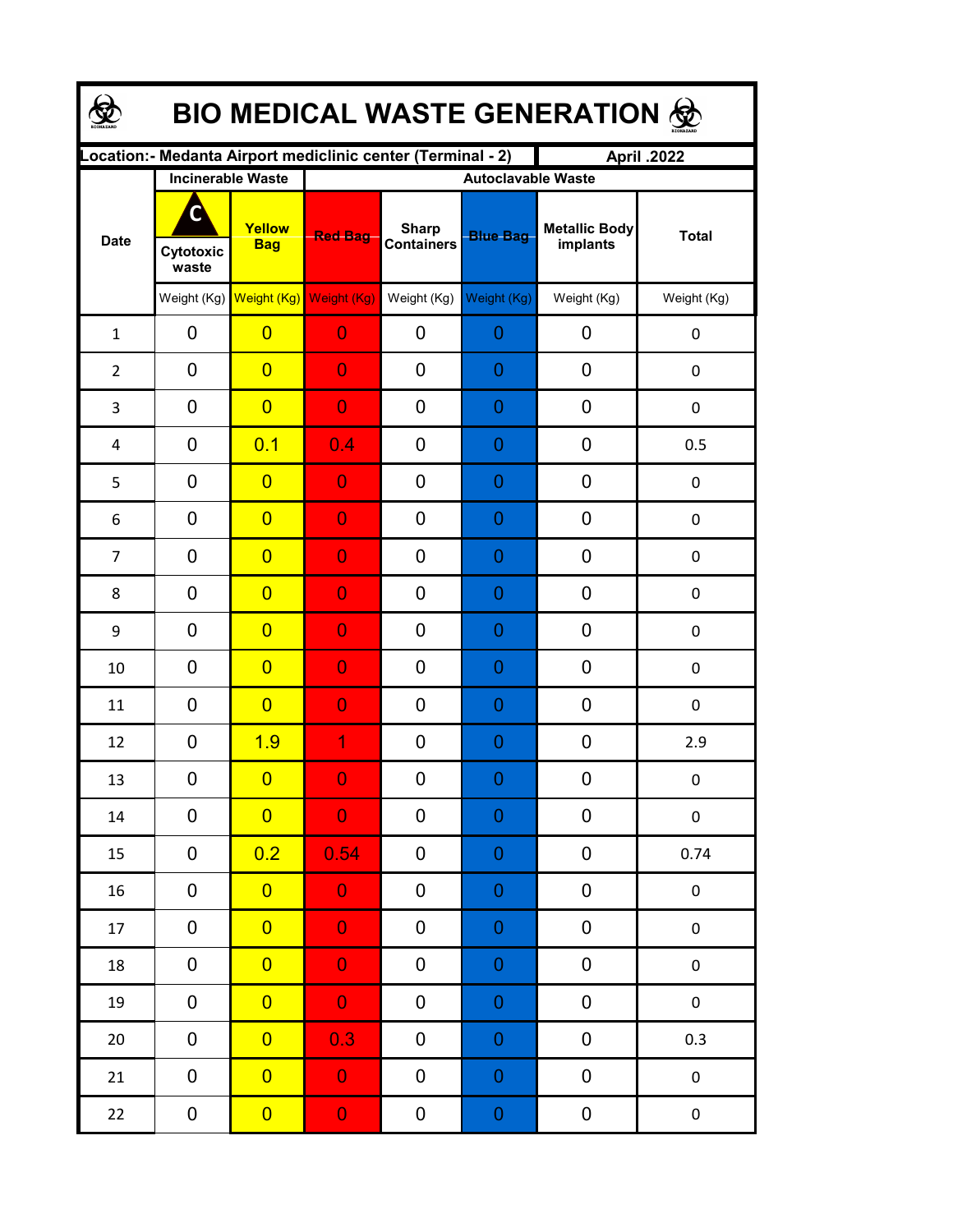# BIO MEDICAL WASTE GENERATION

| Location:- Medanta Airport mediclinic center (Terminal - 2) | | | | | | | April .2022 |
|---|---|---|---|---|---|---|---|
| Date | Incinerable Waste | | Autoclavable Waste | | | | |
| | Cytotoxic waste | Yellow Bag | Red Bag | Sharp Containers | Blue Bag | Metallic Body implants | Total |
| | Weight (Kg) | Weight (Kg) | Weight (Kg) | Weight (Kg) | Weight (Kg) | Weight (Kg) | Weight (Kg) |
| 1 | 0 | 0 | 0 | 0 | 0 | 0 | 0 |
| 2 | 0 | 0 | 0 | 0 | 0 | 0 | 0 |
| 3 | 0 | 0 | 0 | 0 | 0 | 0 | 0 |
| 4 | 0 | 0.1 | 0.4 | 0 | 0 | 0 | 0.5 |
| 5 | 0 | 0 | 0 | 0 | 0 | 0 | 0 |
| 6 | 0 | 0 | 0 | 0 | 0 | 0 | 0 |
| 7 | 0 | 0 | 0 | 0 | 0 | 0 | 0 |
| 8 | 0 | 0 | 0 | 0 | 0 | 0 | 0 |
| 9 | 0 | 0 | 0 | 0 | 0 | 0 | 0 |
| 10 | 0 | 0 | 0 | 0 | 0 | 0 | 0 |
| 11 | 0 | 0 | 0 | 0 | 0 | 0 | 0 |
| 12 | 0 | 1.9 | 1 | 0 | 0 | 0 | 2.9 |
| 13 | 0 | 0 | 0 | 0 | 0 | 0 | 0 |
| 14 | 0 | 0 | 0 | 0 | 0 | 0 | 0 |
| 15 | 0 | 0.2 | 0.54 | 0 | 0 | 0 | 0.74 |
| 16 | 0 | 0 | 0 | 0 | 0 | 0 | 0 |
| 17 | 0 | 0 | 0 | 0 | 0 | 0 | 0 |
| 18 | 0 | 0 | 0 | 0 | 0 | 0 | 0 |
| 19 | 0 | 0 | 0 | 0 | 0 | 0 | 0 |
| 20 | 0 | 0 | 0.3 | 0 | 0 | 0 | 0.3 |
| 21 | 0 | 0 | 0 | 0 | 0 | 0 | 0 |
| 22 | 0 | 0 | 0 | 0 | 0 | 0 | 0 |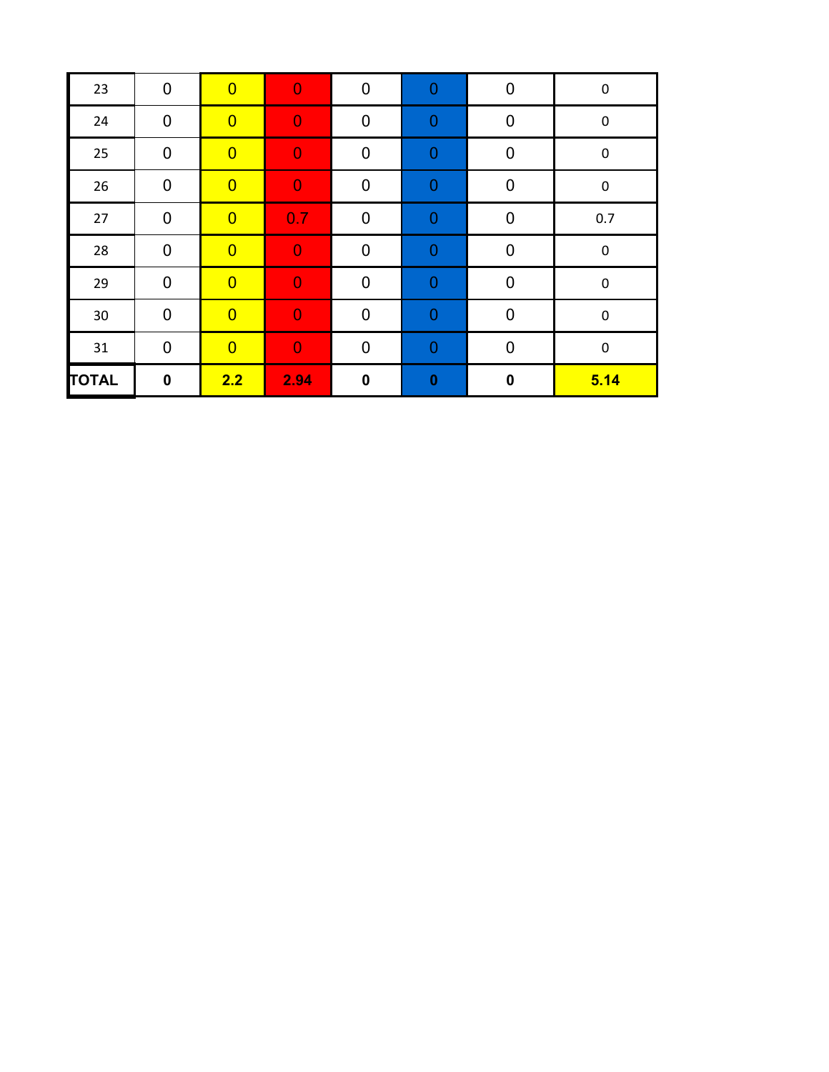| | | | | | | | |
|---|---|---|---|---|---|---|---|
| 23 | 0 | 0 | 0 | 0 | 0 | 0 | 0 |
| 24 | 0 | 0 | 0 | 0 | 0 | 0 | 0 |
| 25 | 0 | 0 | 0 | 0 | 0 | 0 | 0 |
| 26 | 0 | 0 | 0 | 0 | 0 | 0 | 0 |
| 27 | 0 | 0 | 0.7 | 0 | 0 | 0 | 0.7 |
| 28 | 0 | 0 | 0 | 0 | 0 | 0 | 0 |
| 29 | 0 | 0 | 0 | 0 | 0 | 0 | 0 |
| 30 | 0 | 0 | 0 | 0 | 0 | 0 | 0 |
| 31 | 0 | 0 | 0 | 0 | 0 | 0 | 0 |
| **TOTAL** | **0** | **2.2** | **2.94** | **0** | **0** | **0** | **5.14** |